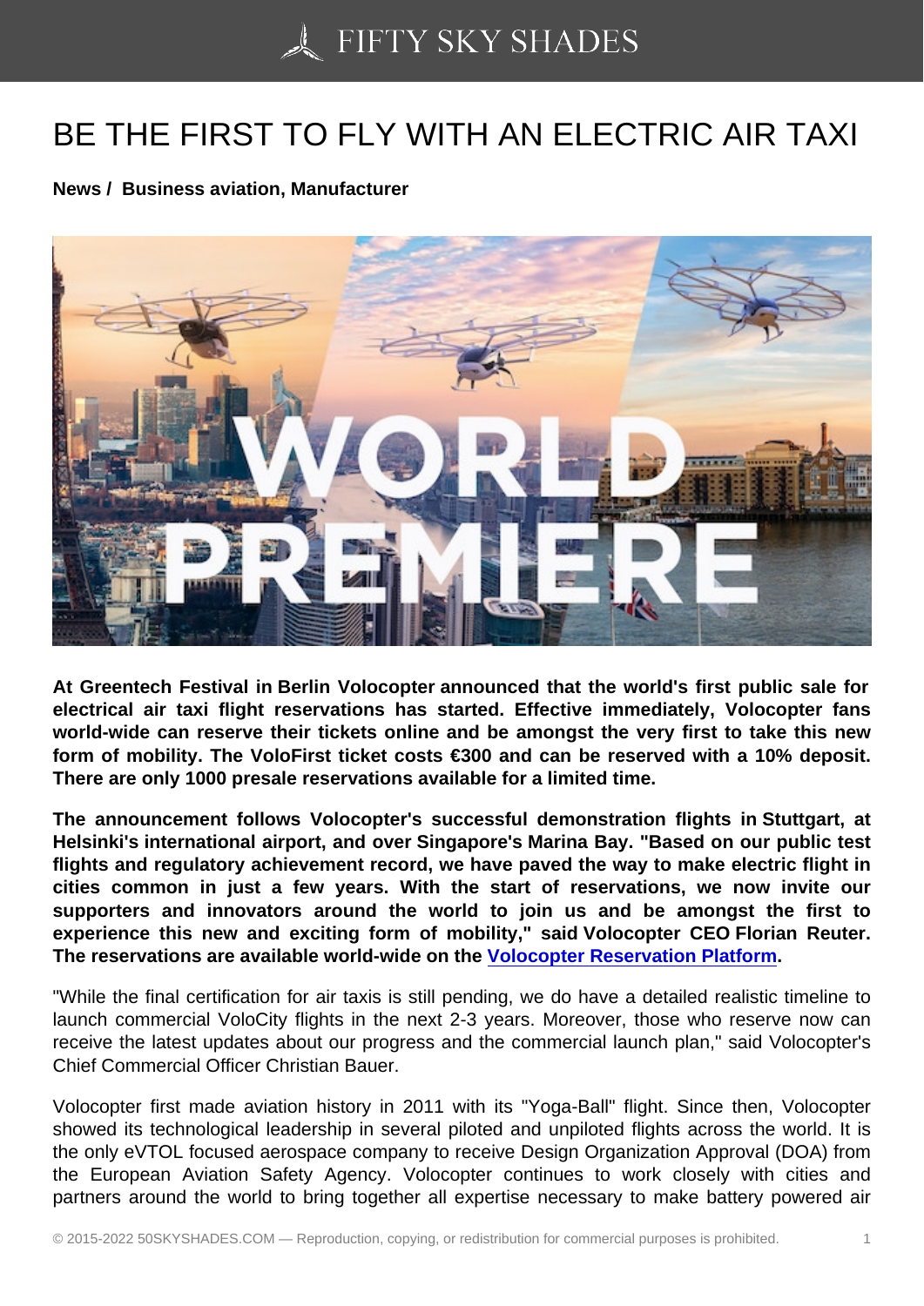# BE THE FIRST TO FLY WITH AN ELECTRIC AIR TAXI

**News / Business aviation, Manufacturer**

**At Greentech Festival in Berlin Volocopter announced that the world's first public sale for electrical air taxi flight reservations has started. Effective immediately, Volocopter fans world-wide can reserve their tickets online and be amongst the very first to take this new form of mobility. The VoloFirst ticket costs €300 and can be reserved with a 10% deposit. There are only 1000 presale reservations available for a limited time.**

**The announcement follows Volocopter's successful demonstration flights in Stuttgart, at Helsinki's international airport, and over Singapore's Marina Bay. "Based on our public test flights and regulatory achievement record, we have paved the way to make electric flight in cities common in just a few years. With the start of reservations, we now invite our supporters and innovators around the world to join us and be amongst the first to experience this new and exciting form of mobility," said Volocopter CEO Florian Reuter. The reservations are available world-wide on the [Volocopter Reservation Platform](#).**

"While the final certification for air taxis is still pending, we do have a detailed realistic timeline to launch commercial VoloCity flights in the next 2-3 years. Moreover, those who reserve now can receive the latest updates about our progress and the commercial launch plan," said Volocopter's Chief Commercial Officer Christian Bauer.

Volocopter first made aviation history in 2011 with its "Yoga-Ball" flight. Since then, Volocopter showed its technological leadership in several piloted and unpiloted flights across the world. It is the only eVTOL focused aerospace company to receive Design Organization Approval (DOA) from the European Aviation Safety Agency. Volocopter continues to work closely with cities and partners around the world to bring together all expertise necessary to make battery powered air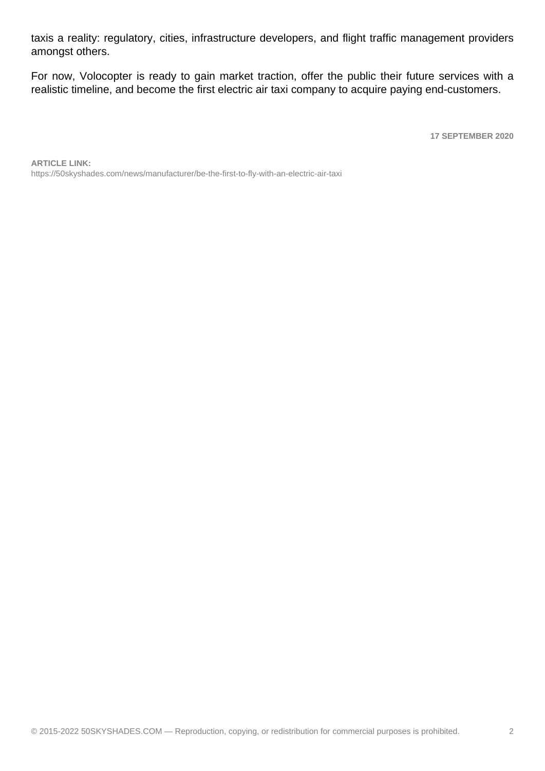taxis a reality: regulatory, cities, infrastructure developers, and flight traffic management providers amongst others.

For now, Volocopter is ready to gain market traction, offer the public their future services with a realistic timeline, and become the first electric air taxi company to acquire paying end-customers.

**17 SEPTEMBER 2020**

**ARTICLE LINK:**
https://50skyshades.com/news/manufacturer/be-the-first-to-fly-with-an-electric-air-taxi